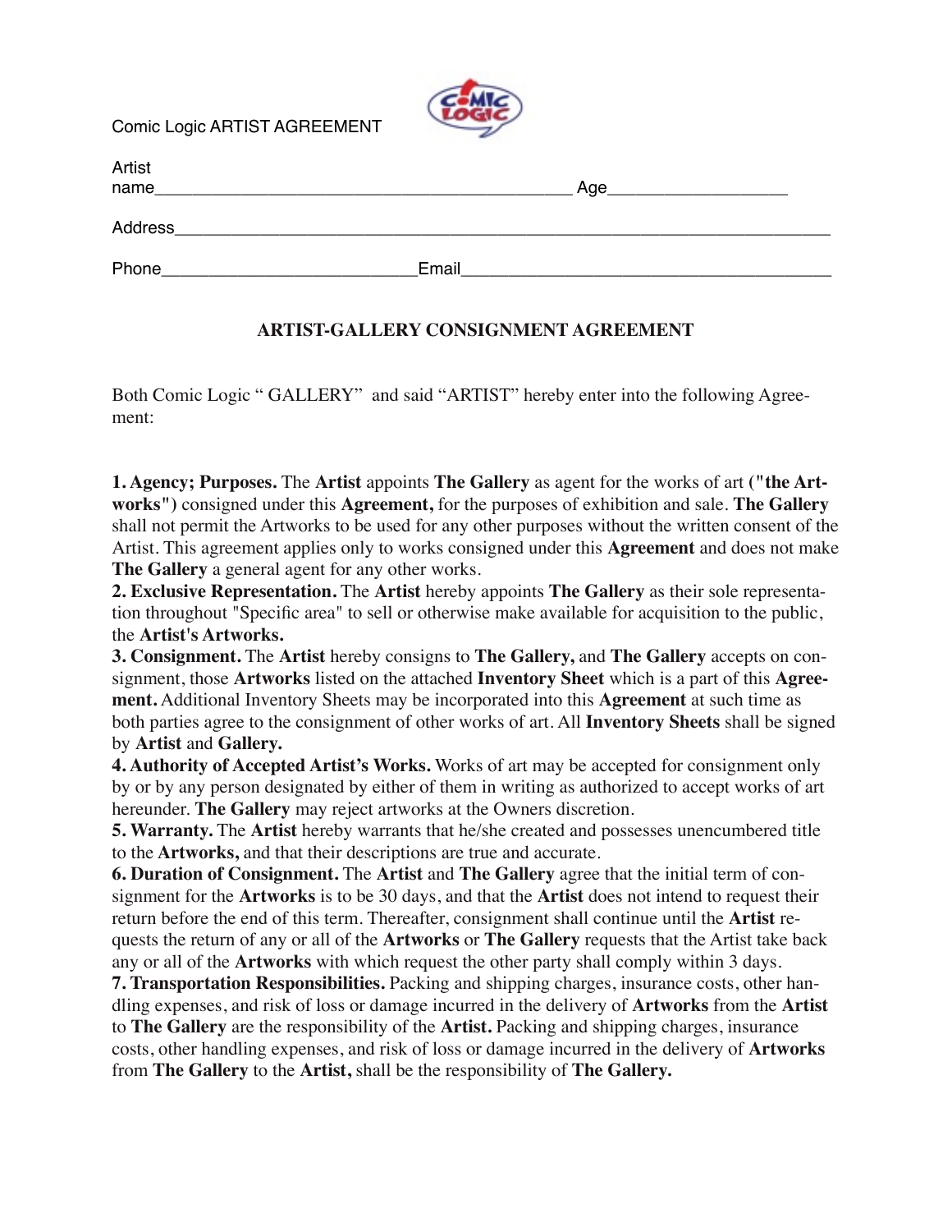Comic Logic ARTIST AGREEMENT

Artist name_____________________________________________ Age__________________

Address_______________________________________________________________________

Phone___________________________Email_________________________________________

## ARTIST-GALLERY CONSIGNMENT AGREEMENT

Both Comic Logic " GALLERY" and said "ARTIST" hereby enter into the following Agreement:

**1. Agency; Purposes.** The **Artist** appoints **The Gallery** as agent for the works of art **("the Artworks")** consigned under this **Agreement,** for the purposes of exhibition and sale. **The Gallery** shall not permit the Artworks to be used for any other purposes without the written consent of the Artist. This agreement applies only to works consigned under this **Agreement** and does not make **The Gallery** a general agent for any other works.
**2. Exclusive Representation.** The **Artist** hereby appoints **The Gallery** as their sole representation throughout "Specific area" to sell or otherwise make available for acquisition to the public, the **Artist's Artworks.**
**3. Consignment.** The **Artist** hereby consigns to **The Gallery,** and **The Gallery** accepts on consignment, those **Artworks** listed on the attached **Inventory Sheet** which is a part of this **Agreement.** Additional Inventory Sheets may be incorporated into this **Agreement** at such time as both parties agree to the consignment of other works of art. All **Inventory Sheets** shall be signed by **Artist** and **Gallery.**
**4. Authority of Accepted Artist's Works.** Works of art may be accepted for consignment only by or by any person designated by either of them in writing as authorized to accept works of art hereunder. **The Gallery** may reject artworks at the Owners discretion.
**5. Warranty.** The **Artist** hereby warrants that he/she created and possesses unencumbered title to the **Artworks,** and that their descriptions are true and accurate.
**6. Duration of Consignment.** The **Artist** and **The Gallery** agree that the initial term of consignment for the **Artworks** is to be 30 days, and that the **Artist** does not intend to request their return before the end of this term. Thereafter, consignment shall continue until the **Artist** requests the return of any or all of the **Artworks** or **The Gallery** requests that the Artist take back any or all of the **Artworks** with which request the other party shall comply within 3 days.
**7. Transportation Responsibilities.** Packing and shipping charges, insurance costs, other handling expenses, and risk of loss or damage incurred in the delivery of **Artworks** from the **Artist** to **The Gallery** are the responsibility of the **Artist.** Packing and shipping charges, insurance costs, other handling expenses, and risk of loss or damage incurred in the delivery of **Artworks** from **The Gallery** to the **Artist,** shall be the responsibility of **The Gallery.**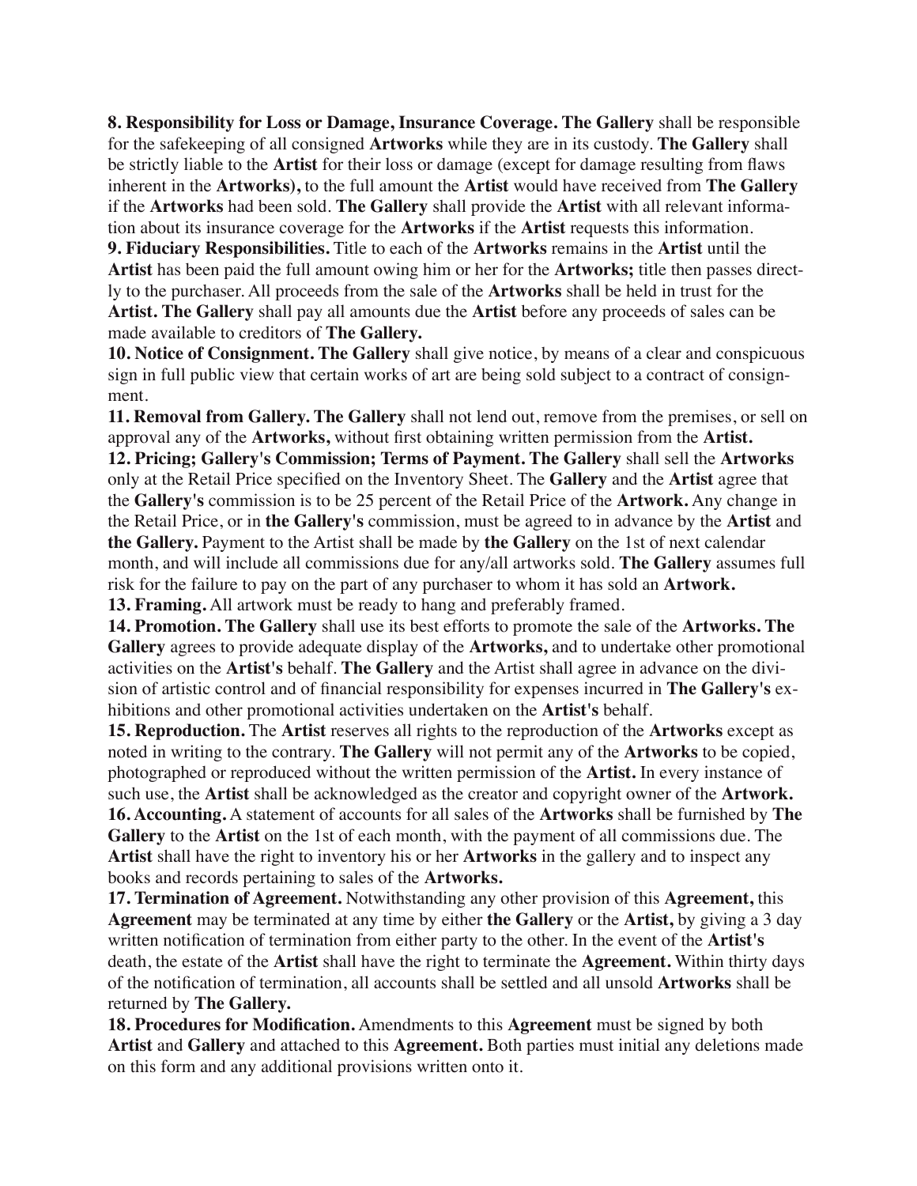**8. Responsibility for Loss or Damage, Insurance Coverage. The Gallery** shall be responsible for the safekeeping of all consigned **Artworks** while they are in its custody. **The Gallery** shall be strictly liable to the **Artist** for their loss or damage (except for damage resulting from flaws inherent in the **Artworks),** to the full amount the **Artist** would have received from **The Gallery** if the **Artworks** had been sold. **The Gallery** shall provide the **Artist** with all relevant information about its insurance coverage for the **Artworks** if the **Artist** requests this information.

**9. Fiduciary Responsibilities.** Title to each of the **Artworks** remains in the **Artist** until the **Artist** has been paid the full amount owing him or her for the **Artworks;** title then passes directly to the purchaser. All proceeds from the sale of the **Artworks** shall be held in trust for the **Artist. The Gallery** shall pay all amounts due the **Artist** before any proceeds of sales can be made available to creditors of **The Gallery.**

**10. Notice of Consignment. The Gallery** shall give notice, by means of a clear and conspicuous sign in full public view that certain works of art are being sold subject to a contract of consignment.

**11. Removal from Gallery. The Gallery** shall not lend out, remove from the premises, or sell on approval any of the **Artworks,** without first obtaining written permission from the **Artist.**

**12. Pricing; Gallery's Commission; Terms of Payment. The Gallery** shall sell the **Artworks** only at the Retail Price specified on the Inventory Sheet. The **Gallery** and the **Artist** agree that the **Gallery's** commission is to be 25 percent of the Retail Price of the **Artwork.** Any change in the Retail Price, or in **the Gallery's** commission, must be agreed to in advance by the **Artist** and **the Gallery.** Payment to the Artist shall be made by **the Gallery** on the 1st of next calendar month, and will include all commissions due for any/all artworks sold. **The Gallery** assumes full risk for the failure to pay on the part of any purchaser to whom it has sold an **Artwork.**

**13. Framing.** All artwork must be ready to hang and preferably framed.

**14. Promotion. The Gallery** shall use its best efforts to promote the sale of the **Artworks. The Gallery** agrees to provide adequate display of the **Artworks,** and to undertake other promotional activities on the **Artist's** behalf. **The Gallery** and the Artist shall agree in advance on the division of artistic control and of financial responsibility for expenses incurred in **The Gallery's** exhibitions and other promotional activities undertaken on the **Artist's** behalf.

**15. Reproduction.** The **Artist** reserves all rights to the reproduction of the **Artworks** except as noted in writing to the contrary. **The Gallery** will not permit any of the **Artworks** to be copied, photographed or reproduced without the written permission of the **Artist.** In every instance of such use, the **Artist** shall be acknowledged as the creator and copyright owner of the **Artwork.**

**16. Accounting.** A statement of accounts for all sales of the **Artworks** shall be furnished by **The Gallery** to the **Artist** on the 1st of each month, with the payment of all commissions due. The **Artist** shall have the right to inventory his or her **Artworks** in the gallery and to inspect any books and records pertaining to sales of the **Artworks.**

**17. Termination of Agreement.** Notwithstanding any other provision of this **Agreement,** this **Agreement** may be terminated at any time by either **the Gallery** or the **Artist,** by giving a 3 day written notification of termination from either party to the other. In the event of the **Artist's** death, the estate of the **Artist** shall have the right to terminate the **Agreement.** Within thirty days of the notification of termination, all accounts shall be settled and all unsold **Artworks** shall be returned by **The Gallery.**

**18. Procedures for Modification.** Amendments to this **Agreement** must be signed by both **Artist** and **Gallery** and attached to this **Agreement.** Both parties must initial any deletions made on this form and any additional provisions written onto it.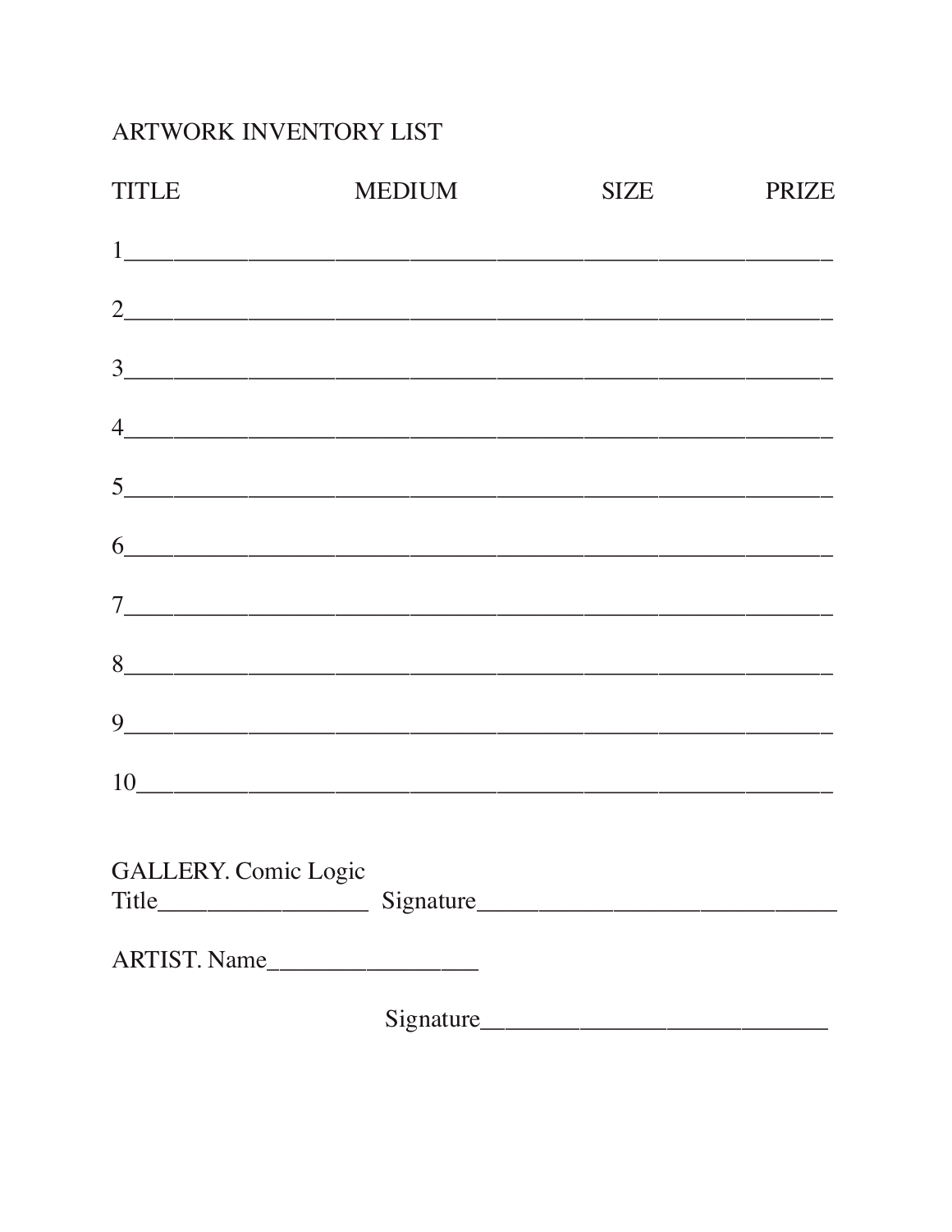ARTWORK INVENTORY LIST

| TITLE | MEDIUM | SIZE | PRIZE |
| --- | --- | --- | --- |
| 1 | | | |
| 2 | | | |
| 3 | | | |
| 4 | | | |
| 5 | | | |
| 6 | | | |
| 7 | | | |
| 8 | | | |
| 9 | | | |
| 10 | | | |

GALLERY. Comic Logic
Title_________________ Signature_____________________________

ARTIST. Name_________________

Signature____________________________